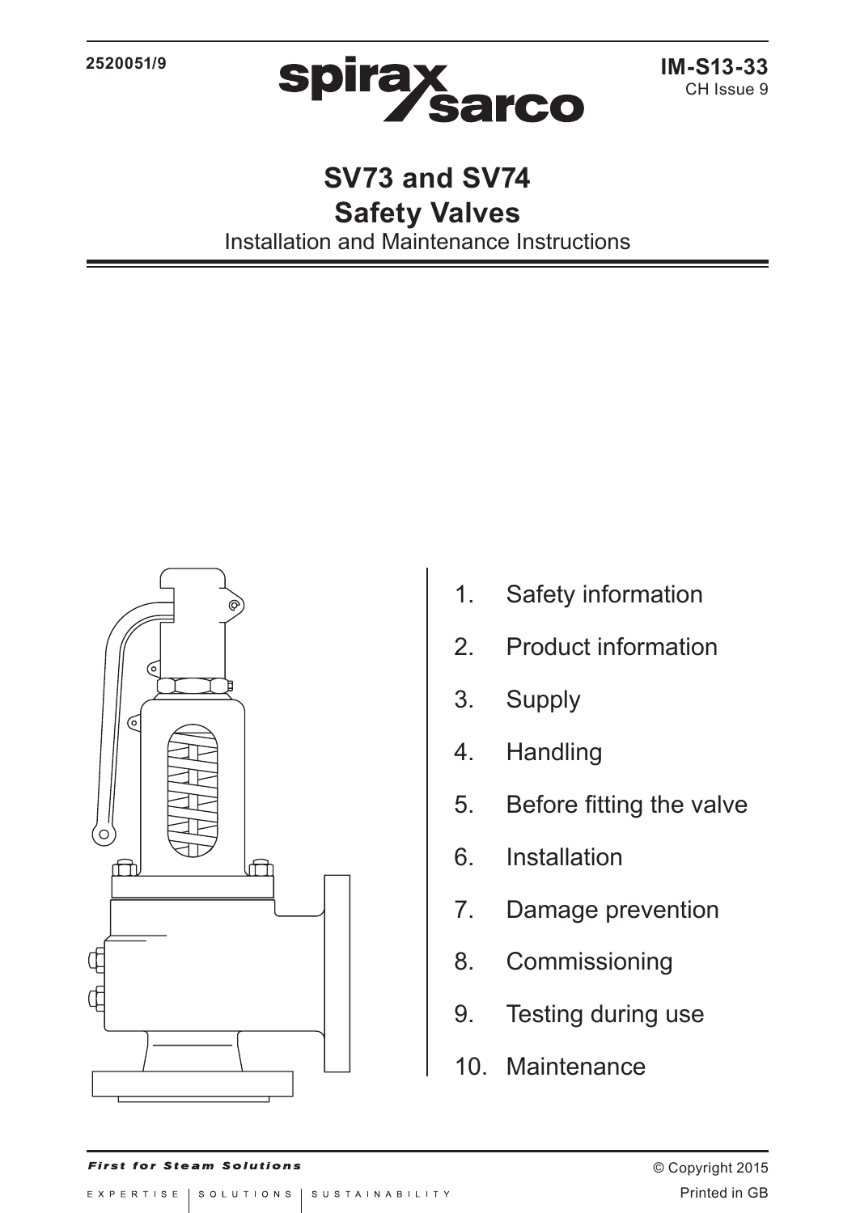2520051/9

IM-S13-33
CH Issue 9

# SV73 and SV74
# Safety Valves

Installation and Maintenance Instructions

1. Safety information
2. Product information
3. Supply
4. Handling
5. Before fitting the valve
6. Installation
7. Damage prevention
8. Commissioning
9. Testing during use
10. Maintenance

*First for Steam Solutions*

EXPERTISE | SOLUTIONS | SUSTAINABILITY

© Copyright 2015

Printed in GB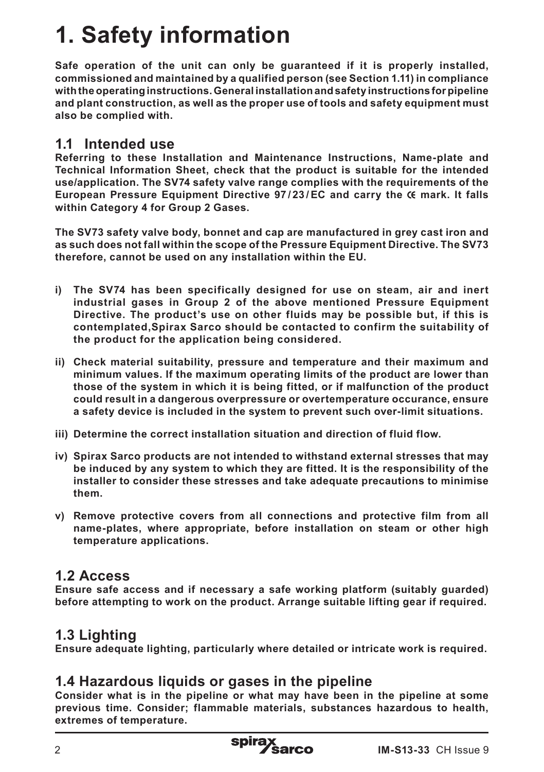# 1. Safety information

**Safe operation of the unit can only be guaranteed if it is properly installed, commissioned and maintained by a qualified person (see Section 1.11) in compliance with the operating instructions. General installation and safety instructions for pipeline and plant construction, as well as the proper use of tools and safety equipment must also be complied with.**

## 1.1 Intended use

**Referring to these Installation and Maintenance Instructions, Name-plate and Technical Information Sheet, check that the product is suitable for the intended use/application. The SV74 safety valve range complies with the requirements of the European Pressure Equipment Directive 97/23/EC and carry the CE mark. It falls within Category 4 for Group 2 Gases.**

**The SV73 safety valve body, bonnet and cap are manufactured in grey cast iron and as such does not fall within the scope of the Pressure Equipment Directive. The SV73 therefore, cannot be used on any installation within the EU.**

**i) The SV74 has been specifically designed for use on steam, air and inert industrial gases in Group 2 of the above mentioned Pressure Equipment Directive. The product's use on other fluids may be possible but, if this is contemplated,Spirax Sarco should be contacted to confirm the suitability of the product for the application being considered.**

**ii) Check material suitability, pressure and temperature and their maximum and minimum values. If the maximum operating limits of the product are lower than those of the system in which it is being fitted, or if malfunction of the product could result in a dangerous overpressure or overtemperature occurance, ensure a safety device is included in the system to prevent such over-limit situations.**

**iii) Determine the correct installation situation and direction of fluid flow.**

**iv) Spirax Sarco products are not intended to withstand external stresses that may be induced by any system to which they are fitted. It is the responsibility of the installer to consider these stresses and take adequate precautions to minimise them.**

**v) Remove protective covers from all connections and protective film from all name-plates, where appropriate, before installation on steam or other high temperature applications.**

## 1.2 Access

**Ensure safe access and if necessary a safe working platform (suitably guarded) before attempting to work on the product. Arrange suitable lifting gear if required.**

## 1.3 Lighting

**Ensure adequate lighting, particularly where detailed or intricate work is required.**

## 1.4 Hazardous liquids or gases in the pipeline

**Consider what is in the pipeline or what may have been in the pipeline at some previous time. Consider; flammable materials, substances hazardous to health, extremes of temperature.**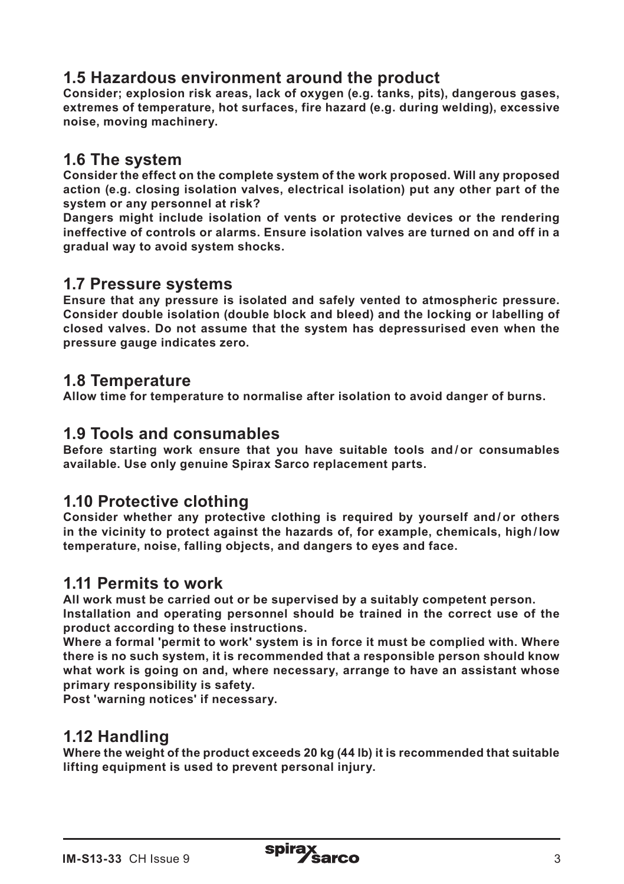## 1.5 Hazardous environment around the product

**Consider; explosion risk areas, lack of oxygen (e.g. tanks, pits), dangerous gases, extremes of temperature, hot surfaces, fire hazard (e.g. during welding), excessive noise, moving machinery.**

## 1.6 The system

**Consider the effect on the complete system of the work proposed. Will any proposed action (e.g. closing isolation valves, electrical isolation) put any other part of the system or any personnel at risk?**

**Dangers might include isolation of vents or protective devices or the rendering ineffective of controls or alarms. Ensure isolation valves are turned on and off in a gradual way to avoid system shocks.**

## 1.7 Pressure systems

**Ensure that any pressure is isolated and safely vented to atmospheric pressure. Consider double isolation (double block and bleed) and the locking or labelling of closed valves. Do not assume that the system has depressurised even when the pressure gauge indicates zero.**

## 1.8 Temperature

**Allow time for temperature to normalise after isolation to avoid danger of burns.**

## 1.9 Tools and consumables

**Before starting work ensure that you have suitable tools and / or consumables available. Use only genuine Spirax Sarco replacement parts.**

## 1.10 Protective clothing

**Consider whether any protective clothing is required by yourself and / or others in the vicinity to protect against the hazards of, for example, chemicals, high / low temperature, noise, falling objects, and dangers to eyes and face.**

## 1.11 Permits to work

**All work must be carried out or be supervised by a suitably competent person.**

**Installation and operating personnel should be trained in the correct use of the product according to these instructions.**

**Where a formal 'permit to work' system is in force it must be complied with. Where there is no such system, it is recommended that a responsible person should know what work is going on and, where necessary, arrange to have an assistant whose primary responsibility is safety.**

**Post 'warning notices' if necessary.**

## 1.12 Handling

**Where the weight of the product exceeds 20 kg (44 lb) it is recommended that suitable lifting equipment is used to prevent personal injury.**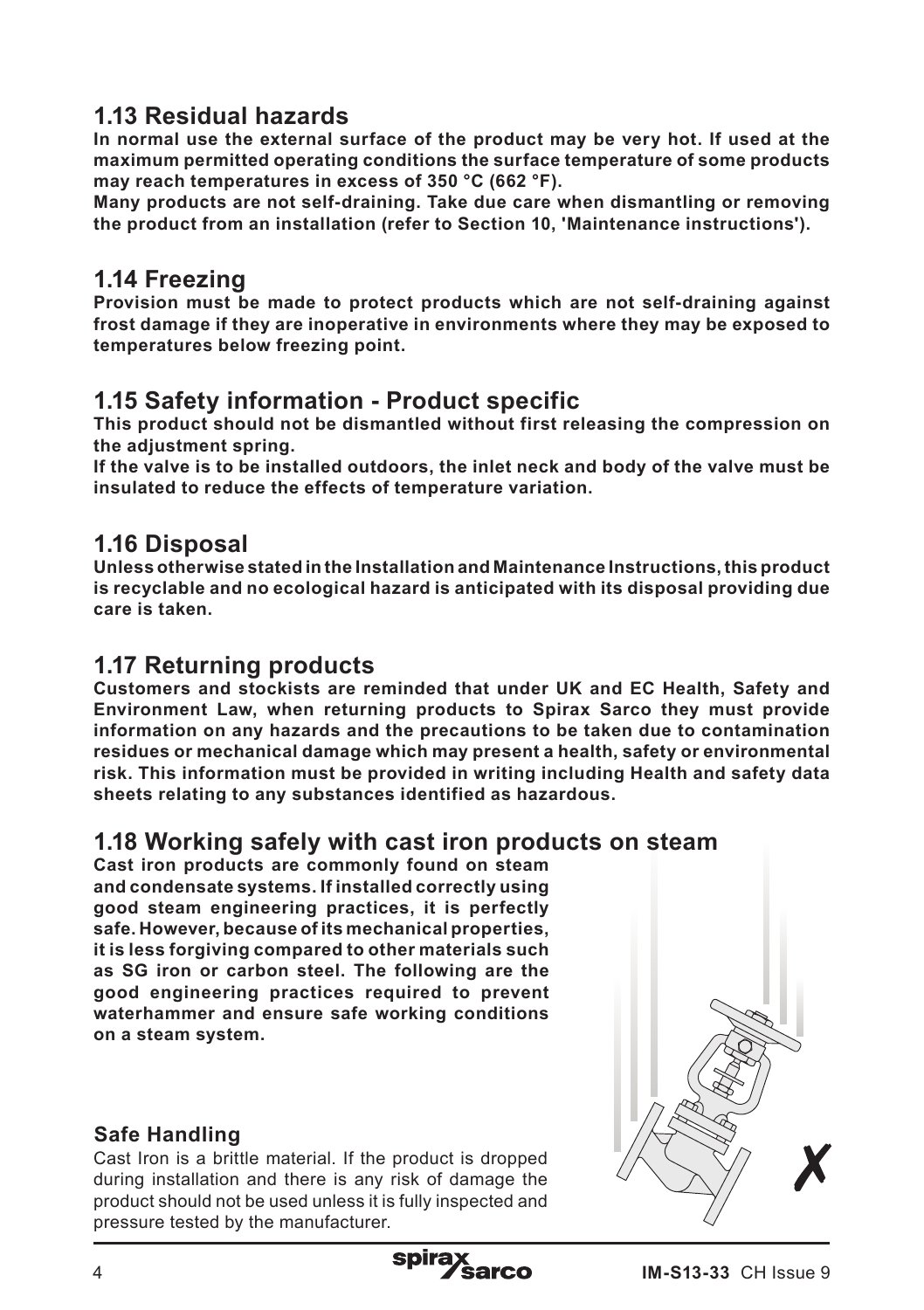## 1.13 Residual hazards

**In normal use the external surface of the product may be very hot. If used at the maximum permitted operating conditions the surface temperature of some products may reach temperatures in excess of 350 °C (662 °F).**

**Many products are not self-draining. Take due care when dismantling or removing the product from an installation (refer to Section 10, 'Maintenance instructions').**

## 1.14 Freezing

**Provision must be made to protect products which are not self-draining against frost damage if they are inoperative in environments where they may be exposed to temperatures below freezing point.**

## 1.15 Safety information - Product specific

**This product should not be dismantled without first releasing the compression on the adjustment spring.**

**If the valve is to be installed outdoors, the inlet neck and body of the valve must be insulated to reduce the effects of temperature variation.**

## 1.16 Disposal

**Unless otherwise stated in the Installation and Maintenance Instructions, this product is recyclable and no ecological hazard is anticipated with its disposal providing due care is taken.**

## 1.17 Returning products

**Customers and stockists are reminded that under UK and EC Health, Safety and Environment Law, when returning products to Spirax Sarco they must provide information on any hazards and the precautions to be taken due to contamination residues or mechanical damage which may present a health, safety or environmental risk. This information must be provided in writing including Health and safety data sheets relating to any substances identified as hazardous.**

## 1.18 Working safely with cast iron products on steam

**Cast iron products are commonly found on steam and condensate systems. If installed correctly using good steam engineering practices, it is perfectly safe. However, because of its mechanical properties, it is less forgiving compared to other materials such as SG iron or carbon steel. The following are the good engineering practices required to prevent waterhammer and ensure safe working conditions on a steam system.**

### Safe Handling

Cast Iron is a brittle material. If the product is dropped during installation and there is any risk of damage the product should not be used unless it is fully inspected and pressure tested by the manufacturer.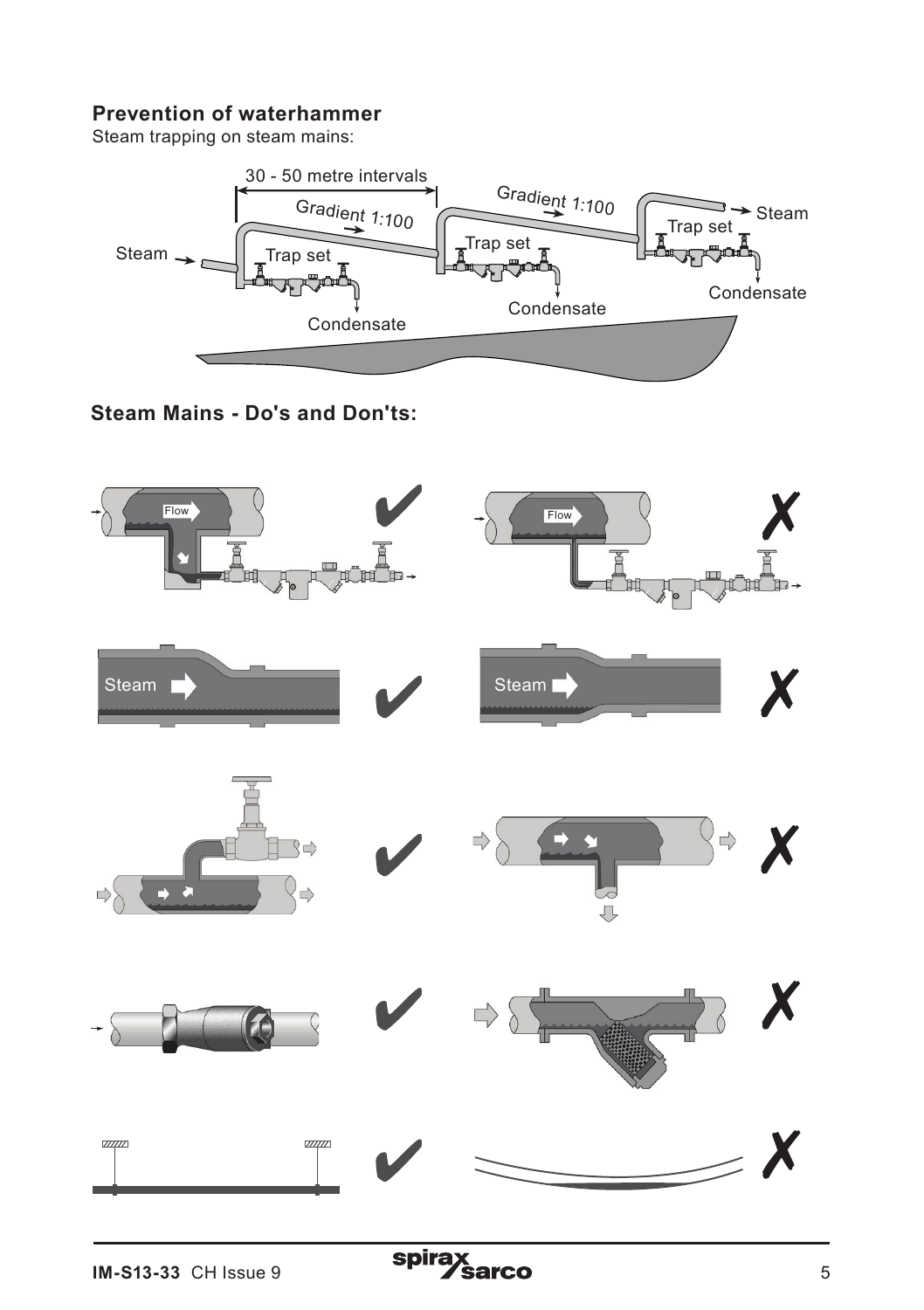## Prevention of waterhammer

Steam trapping on steam mains:

30 - 50 metre intervals

Gradient 1:100

Gradient 1:100

Steam

Trap set

Trap set

Trap set

Steam

Condensate

Condensate

Condensate

## Steam Mains - Do's and Don'ts:

Flow ✔

Flow ✗

Steam ✔

Steam ✗

✔

✗

✔

✗

✔

✗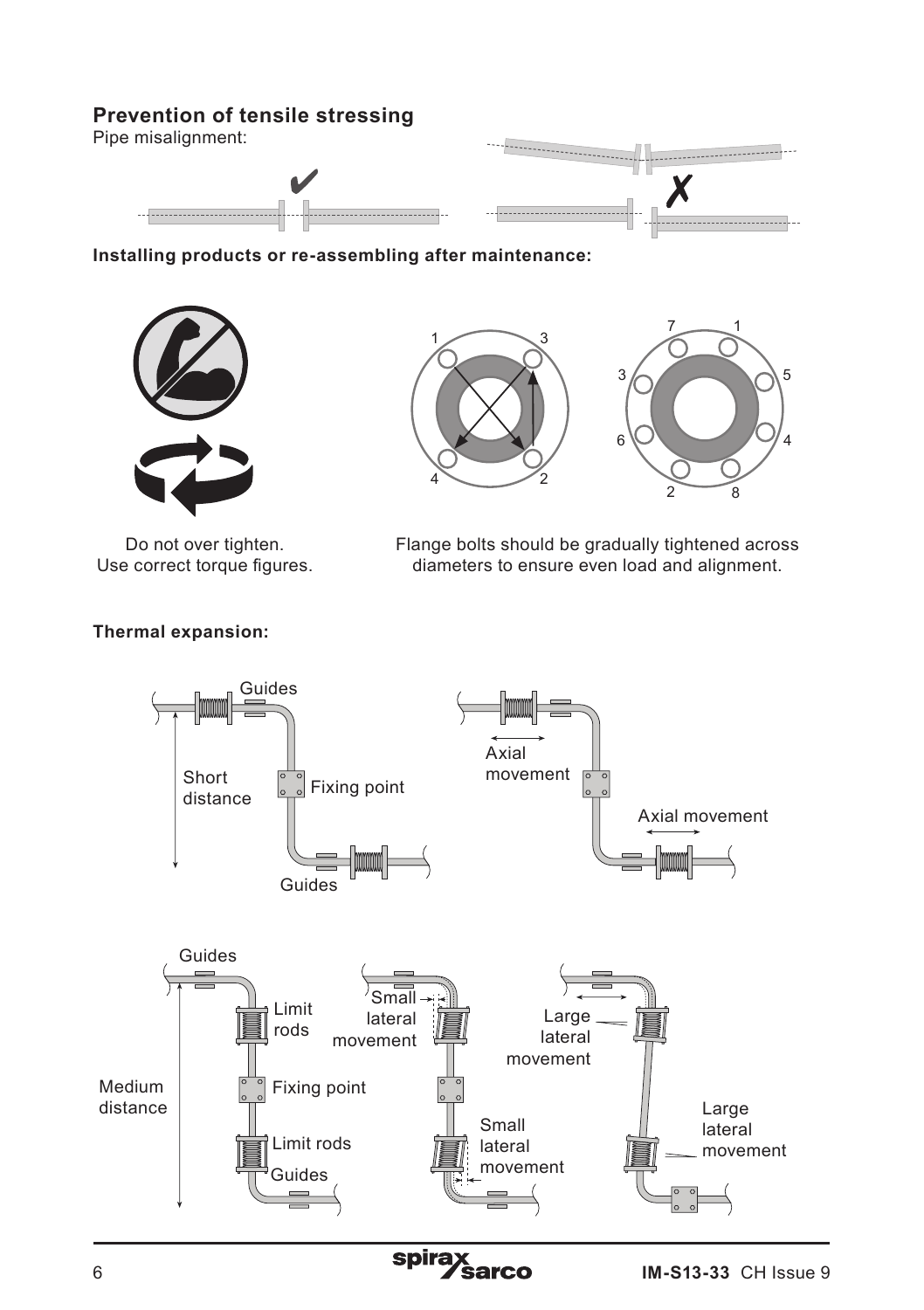## Prevention of tensile stressing

Pipe misalignment:

**Installing products or re-assembling after maintenance:**

Do not over tighten.
Use correct torque figures.

Flange bolts should be gradually tightened across diameters to ensure even load and alignment.

**Thermal expansion:**

Guides

Short distance

Fixing point

Guides

Axial movement

Axial movement

Guides

Limit rods

Medium distance

Fixing point

Limit rods

Guides

Small lateral movement

Small lateral movement

Large lateral movement

Large lateral movement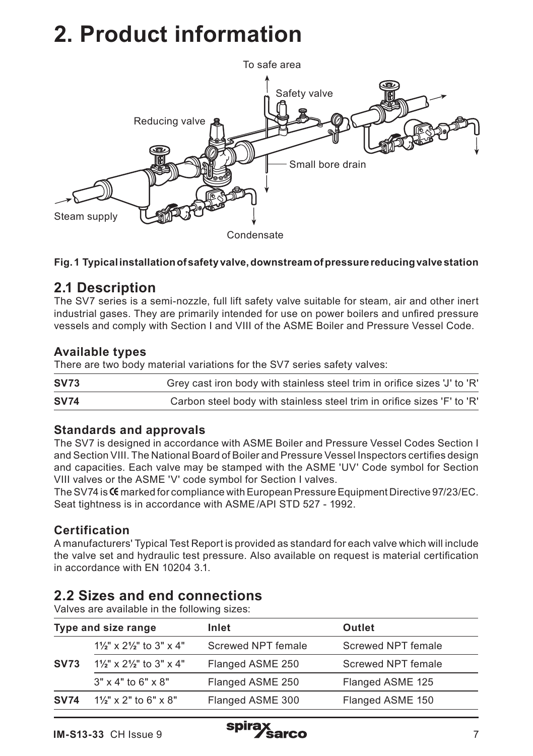# 2. Product information

To safe area

Safety valve

Reducing valve

Small bore drain

Steam supply

Condensate

**Fig. 1 Typical installation of safety valve, downstream of pressure reducing valve station**

## 2.1 Description

The SV7 series is a semi-nozzle, full lift safety valve suitable for steam, air and other inert industrial gases. They are primarily intended for use on power boilers and unfired pressure vessels and comply with Section I and VIII of the ASME Boiler and Pressure Vessel Code.

### Available types

There are two body material variations for the SV7 series safety valves:

| | |
|---|---|
| **SV73** | Grey cast iron body with stainless steel trim in orifice sizes 'J' to 'R' |
| **SV74** | Carbon steel body with stainless steel trim in orifice sizes 'F' to 'R' |

### Standards and approvals

The SV7 is designed in accordance with ASME Boiler and Pressure Vessel Codes Section I and Section VIII. The National Board of Boiler and Pressure Vessel Inspectors certifies design and capacities. Each valve may be stamped with the ASME 'UV' Code symbol for Section VIII valves or the ASME 'V' code symbol for Section I valves.

The SV74 is CE marked for compliance with European Pressure Equipment Directive 97/23/EC. Seat tightness is in accordance with ASME/API STD 527 - 1992.

### Certification

A manufacturers' Typical Test Report is provided as standard for each valve which will include the valve set and hydraulic test pressure. Also available on request is material certification in accordance with EN 10204 3.1.

## 2.2 Sizes and end connections

Valves are available in the following sizes:

| Type and size range | | Inlet | Outlet |
|---|---|---|---|
| **SV73** | 1½" x 2½" to 3" x 4" | Screwed NPT female | Screwed NPT female |
| | 1½" x 2½" to 3" x 4" | Flanged ASME 250 | Screwed NPT female |
| | 3" x 4" to 6" x 8" | Flanged ASME 250 | Flanged ASME 125 |
| **SV74** | 1½" x 2" to 6" x 8" | Flanged ASME 300 | Flanged ASME 150 |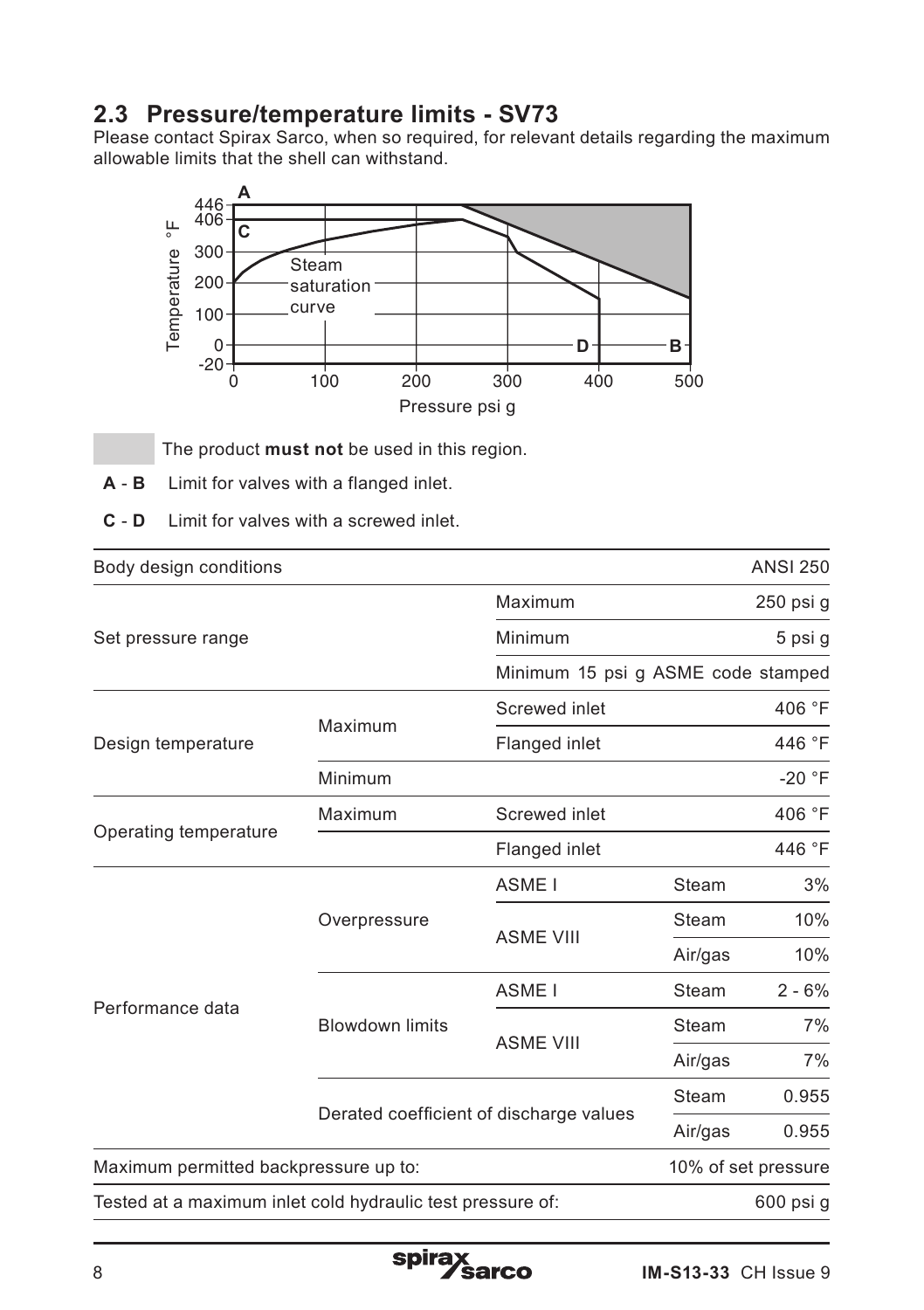## 2.3 Pressure/temperature limits - SV73

Please contact Spirax Sarco, when so required, for relevant details regarding the maximum allowable limits that the shell can withstand.

The product **must not** be used in this region.

**A** - **B** Limit for valves with a flanged inlet.

**C** - **D** Limit for valves with a screwed inlet.

| Body design conditions | | | | ANSI 250 |
|---|---|---|---|---|
| Set pressure range | | Maximum | | 250 psi g |
| | | Minimum | | 5 psi g |
| | | Minimum 15 psi g ASME code stamped | | |
| Design temperature | Maximum | Screwed inlet | | 406 °F |
| | | Flanged inlet | | 446 °F |
| | Minimum | | | -20 °F |
| Operating temperature | Maximum | Screwed inlet | | 406 °F |
| | | Flanged inlet | | 446 °F |
| Performance data | Overpressure | ASME I | Steam | 3% |
| | | ASME VIII | Steam | 10% |
| | | | Air/gas | 10% |
| | Blowdown limits | ASME I | Steam | 2 - 6% |
| | | ASME VIII | Steam | 7% |
| | | | Air/gas | 7% |
| | Derated coefficient of discharge values | | Steam | 0.955 |
| | | | Air/gas | 0.955 |
| Maximum permitted backpressure up to: | | | | 10% of set pressure |
| Tested at a maximum inlet cold hydraulic test pressure of: | | | | 600 psi g |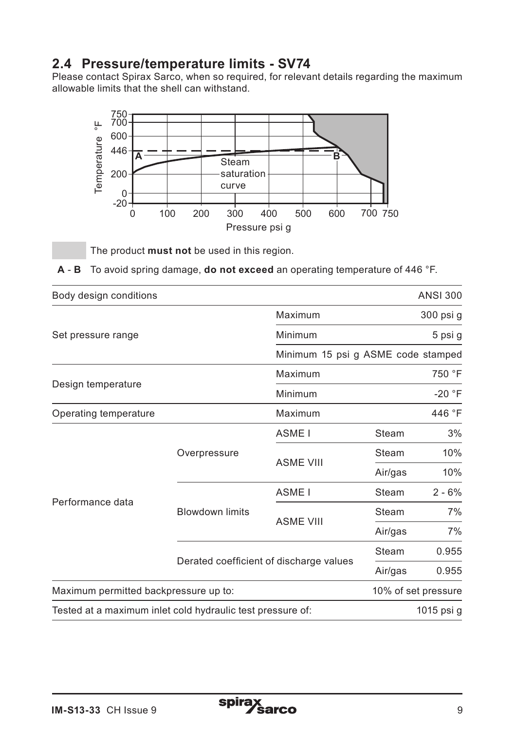## 2.4 Pressure/temperature limits - SV74

Please contact Spirax Sarco, when so required, for relevant details regarding the maximum allowable limits that the shell can withstand.

The product **must not** be used in this region.

**A** - **B** To avoid spring damage, **do not exceed** an operating temperature of 446 °F.

| Body design conditions | | | | ANSI 300 |
|---|---|---|---|---|
| Set pressure range | | Maximum | | 300 psi g |
| | | Minimum | | 5 psi g |
| | | Minimum 15 psi g ASME code stamped | | |
| Design temperature | | Maximum | | 750 °F |
| | | Minimum | | -20 °F |
| Operating temperature | | Maximum | | 446 °F |
| Performance data | Overpressure | ASME I | Steam | 3% |
| | | ASME VIII | Steam | 10% |
| | | | Air/gas | 10% |
| | Blowdown limits | ASME I | Steam | 2 - 6% |
| | | ASME VIII | Steam | 7% |
| | | | Air/gas | 7% |
| | Derated coefficient of discharge values | | Steam | 0.955 |
| | | | Air/gas | 0.955 |
| Maximum permitted backpressure up to: | | | | 10% of set pressure |
| Tested at a maximum inlet cold hydraulic test pressure of: | | | | 1015 psi g |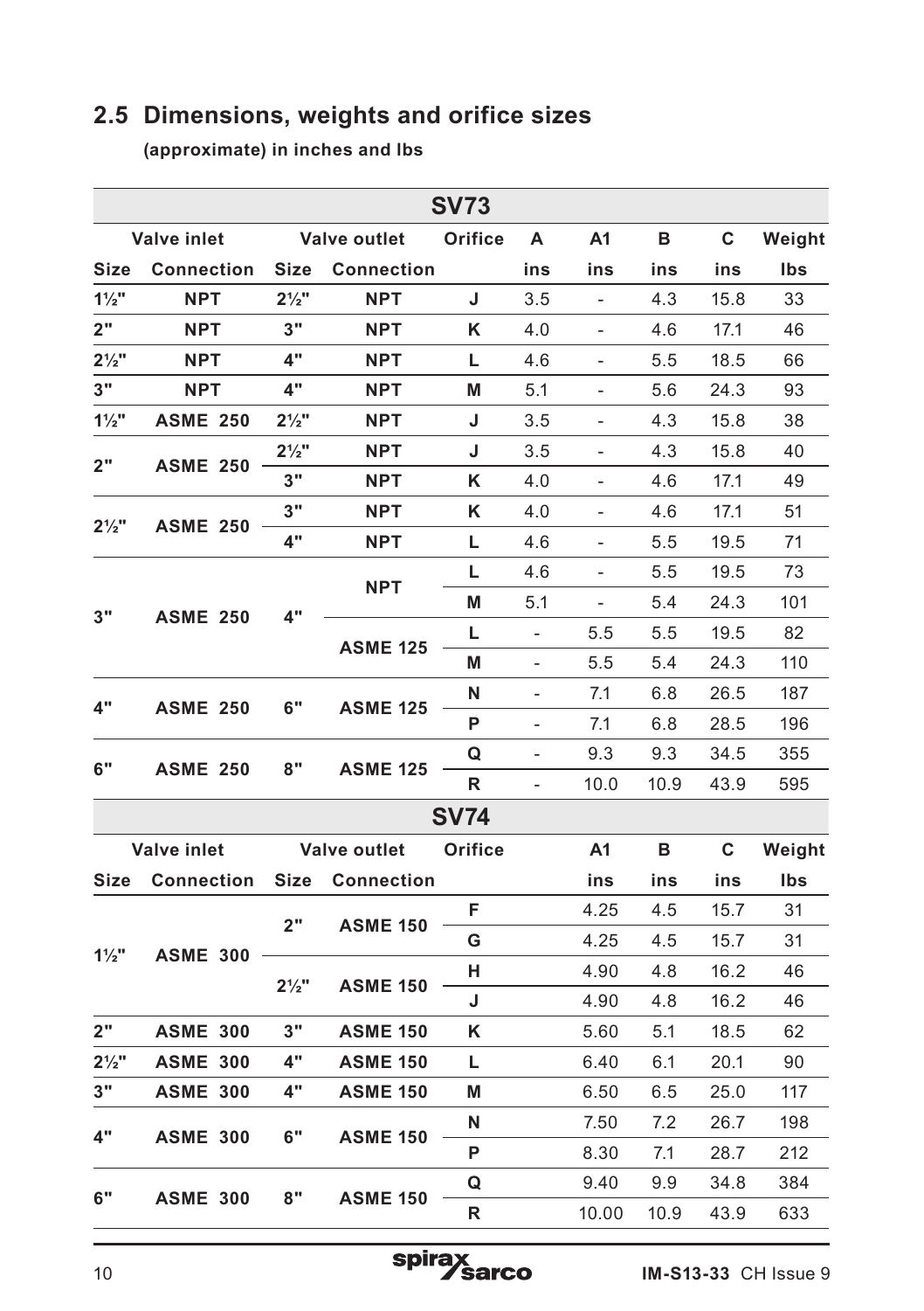## 2.5 Dimensions, weights and orifice sizes

**(approximate) in inches and lbs**

| **SV73** | | | | | | | | | |
|---|---|---|---|---|---|---|---|---|---|
| **Valve inlet** | | **Valve outlet** | | **Orifice** | **A** | **A1** | **B** | **C** | **Weight** |
| **Size** | **Connection** | **Size** | **Connection** | | **ins** | **ins** | **ins** | **ins** | **lbs** |
| **1½"** | **NPT** | **2½"** | **NPT** | **J** | 3.5 | - | 4.3 | 15.8 | 33 |
| **2"** | **NPT** | **3"** | **NPT** | **K** | 4.0 | - | 4.6 | 17.1 | 46 |
| **2½"** | **NPT** | **4"** | **NPT** | **L** | 4.6 | - | 5.5 | 18.5 | 66 |
| **3"** | **NPT** | **4"** | **NPT** | **M** | 5.1 | - | 5.6 | 24.3 | 93 |
| **1½"** | **ASME 250** | **2½"** | **NPT** | **J** | 3.5 | - | 4.3 | 15.8 | 38 |
| **2"** | **ASME 250** | **2½"** | **NPT** | **J** | 3.5 | - | 4.3 | 15.8 | 40 |
| | | **3"** | **NPT** | **K** | 4.0 | - | 4.6 | 17.1 | 49 |
| **2½"** | **ASME 250** | **3"** | **NPT** | **K** | 4.0 | - | 4.6 | 17.1 | 51 |
| | | **4"** | **NPT** | **L** | 4.6 | - | 5.5 | 19.5 | 71 |
| **3"** | **ASME 250** | **4"** | **NPT** | **L** | 4.6 | - | 5.5 | 19.5 | 73 |
| | | | | **M** | 5.1 | - | 5.4 | 24.3 | 101 |
| | | | **ASME 125** | **L** | - | 5.5 | 5.5 | 19.5 | 82 |
| | | | | **M** | - | 5.5 | 5.4 | 24.3 | 110 |
| **4"** | **ASME 250** | **6"** | **ASME 125** | **N** | - | 7.1 | 6.8 | 26.5 | 187 |
| | | | | **P** | - | 7.1 | 6.8 | 28.5 | 196 |
| **6"** | **ASME 250** | **8"** | **ASME 125** | **Q** | - | 9.3 | 9.3 | 34.5 | 355 |
| | | | | **R** | - | 10.0 | 10.9 | 43.9 | 595 |

| **SV74** | | | | | | | | |
|---|---|---|---|---|---|---|---|---|
| **Valve inlet** | | **Valve outlet** | | **Orifice** | **A1** | **B** | **C** | **Weight** |
| **Size** | **Connection** | **Size** | **Connection** | | **ins** | **ins** | **ins** | **lbs** |
| **1½"** | **ASME 300** | **2"** | **ASME 150** | **F** | 4.25 | 4.5 | 15.7 | 31 |
| | | | | **G** | 4.25 | 4.5 | 15.7 | 31 |
| | | **2½"** | **ASME 150** | **H** | 4.90 | 4.8 | 16.2 | 46 |
| | | | | **J** | 4.90 | 4.8 | 16.2 | 46 |
| **2"** | **ASME 300** | **3"** | **ASME 150** | **K** | 5.60 | 5.1 | 18.5 | 62 |
| **2½"** | **ASME 300** | **4"** | **ASME 150** | **L** | 6.40 | 6.1 | 20.1 | 90 |
| **3"** | **ASME 300** | **4"** | **ASME 150** | **M** | 6.50 | 6.5 | 25.0 | 117 |
| **4"** | **ASME 300** | **6"** | **ASME 150** | **N** | 7.50 | 7.2 | 26.7 | 198 |
| | | | | **P** | 8.30 | 7.1 | 28.7 | 212 |
| **6"** | **ASME 300** | **8"** | **ASME 150** | **Q** | 9.40 | 9.9 | 34.8 | 384 |
| | | | | **R** | 10.00 | 10.9 | 43.9 | 633 |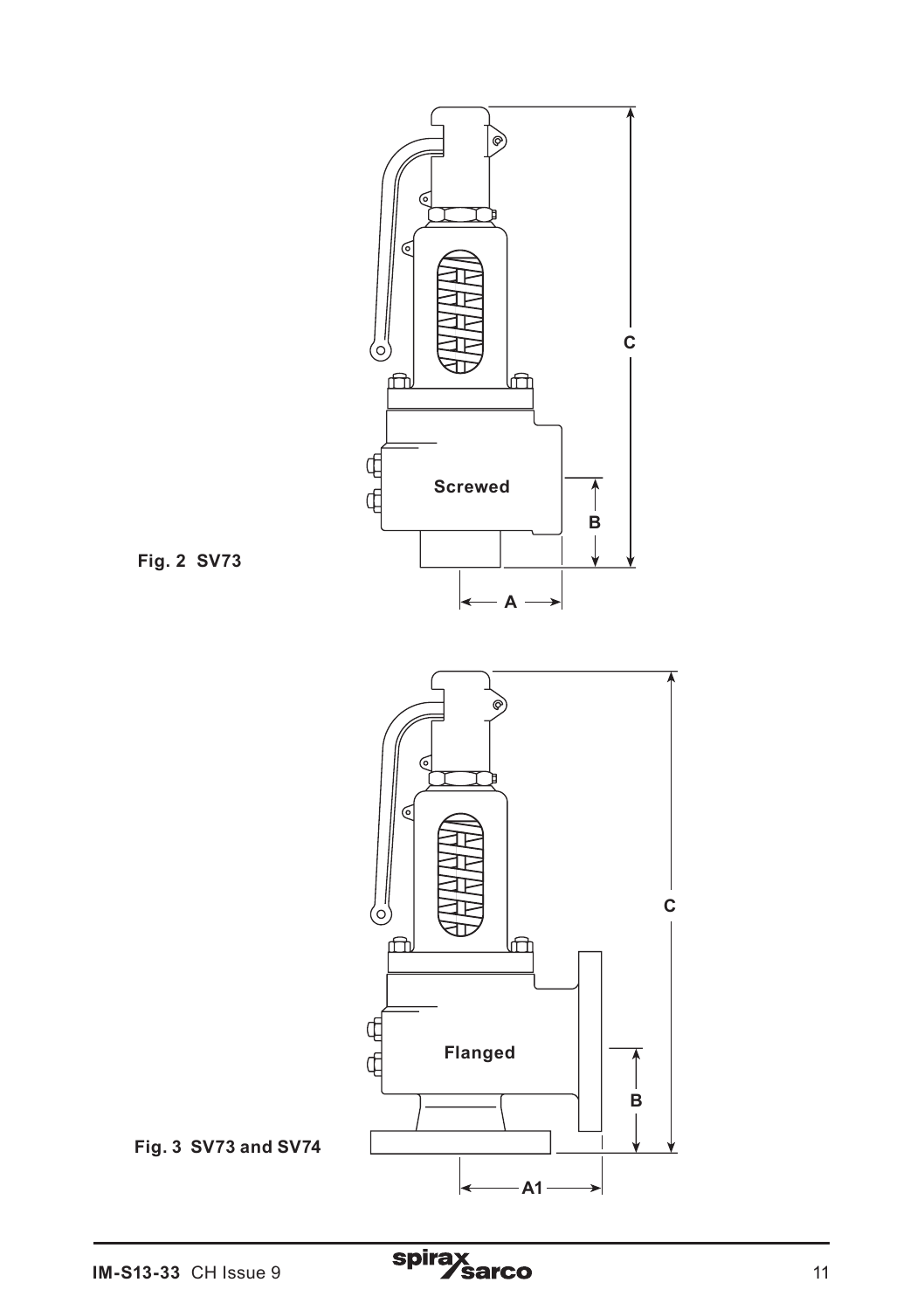Fig. 2  SV73

Fig. 3  SV73 and SV74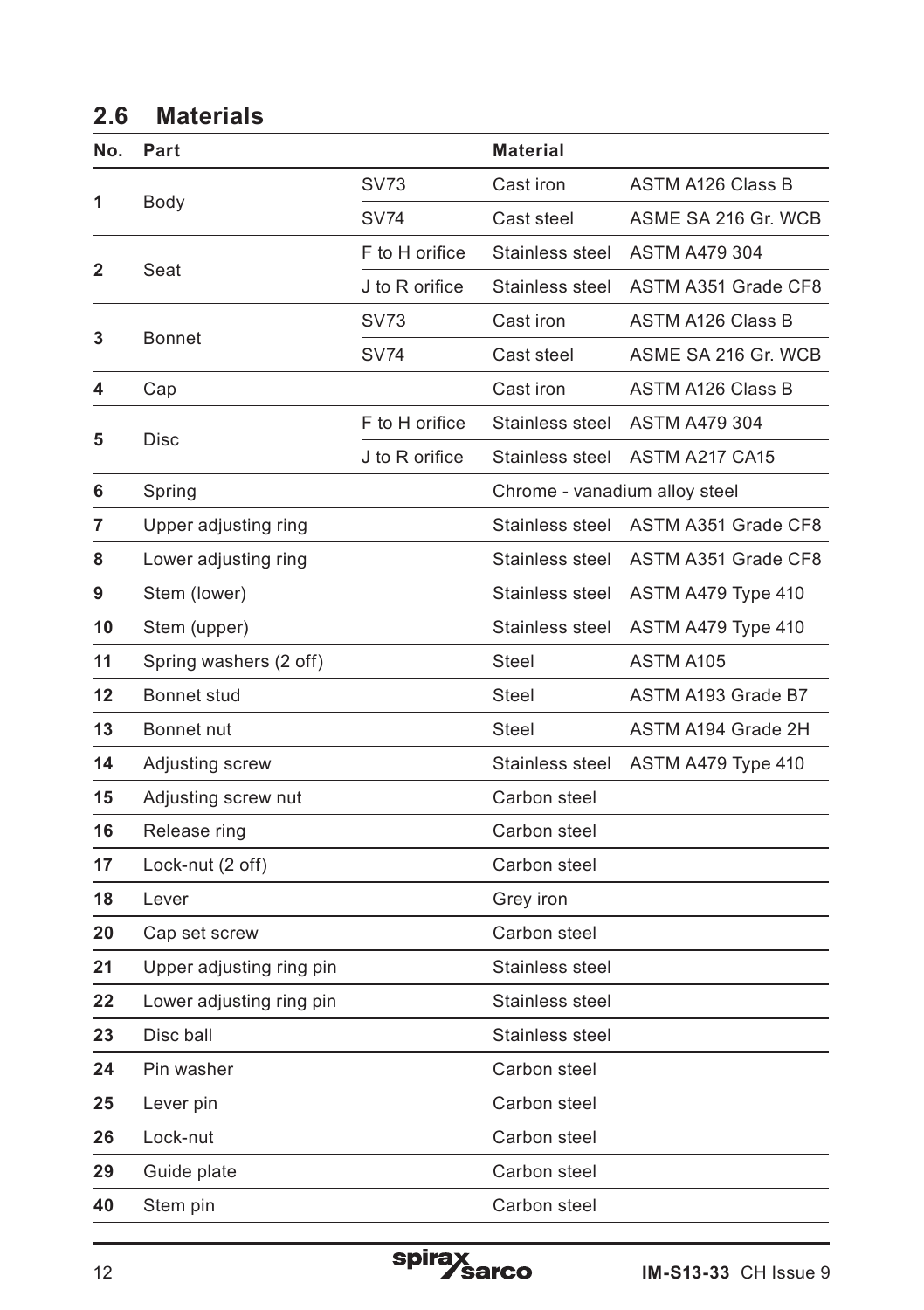## 2.6 Materials

| No. | Part | | Material | |
|---|---|---|---|---|
| 1 | Body | SV73 | Cast iron | ASTM A126 Class B |
| | | SV74 | Cast steel | ASME SA 216 Gr. WCB |
| 2 | Seat | F to H orifice | Stainless steel | ASTM A479 304 |
| | | J to R orifice | Stainless steel | ASTM A351 Grade CF8 |
| 3 | Bonnet | SV73 | Cast iron | ASTM A126 Class B |
| | | SV74 | Cast steel | ASME SA 216 Gr. WCB |
| 4 | Cap | | Cast iron | ASTM A126 Class B |
| 5 | Disc | F to H orifice | Stainless steel | ASTM A479 304 |
| | | J to R orifice | Stainless steel | ASTM A217 CA15 |
| 6 | Spring | | Chrome - vanadium alloy steel | |
| 7 | Upper adjusting ring | | Stainless steel | ASTM A351 Grade CF8 |
| 8 | Lower adjusting ring | | Stainless steel | ASTM A351 Grade CF8 |
| 9 | Stem (lower) | | Stainless steel | ASTM A479 Type 410 |
| 10 | Stem (upper) | | Stainless steel | ASTM A479 Type 410 |
| 11 | Spring washers (2 off) | | Steel | ASTM A105 |
| 12 | Bonnet stud | | Steel | ASTM A193 Grade B7 |
| 13 | Bonnet nut | | Steel | ASTM A194 Grade 2H |
| 14 | Adjusting screw | | Stainless steel | ASTM A479 Type 410 |
| 15 | Adjusting screw nut | | Carbon steel | |
| 16 | Release ring | | Carbon steel | |
| 17 | Lock-nut (2 off) | | Carbon steel | |
| 18 | Lever | | Grey iron | |
| 20 | Cap set screw | | Carbon steel | |
| 21 | Upper adjusting ring pin | | Stainless steel | |
| 22 | Lower adjusting ring pin | | Stainless steel | |
| 23 | Disc ball | | Stainless steel | |
| 24 | Pin washer | | Carbon steel | |
| 25 | Lever pin | | Carbon steel | |
| 26 | Lock-nut | | Carbon steel | |
| 29 | Guide plate | | Carbon steel | |
| 40 | Stem pin | | Carbon steel | |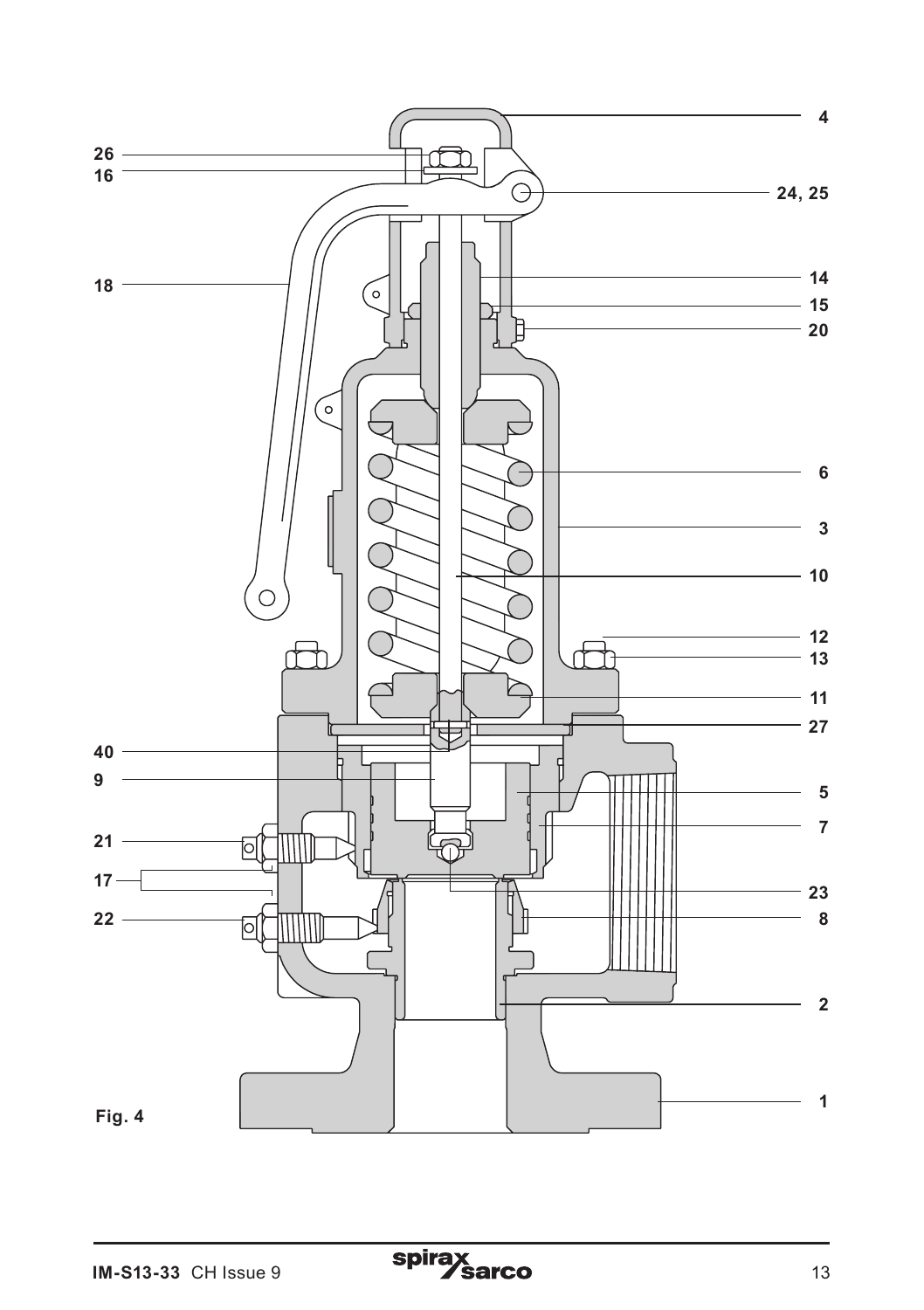Fig. 4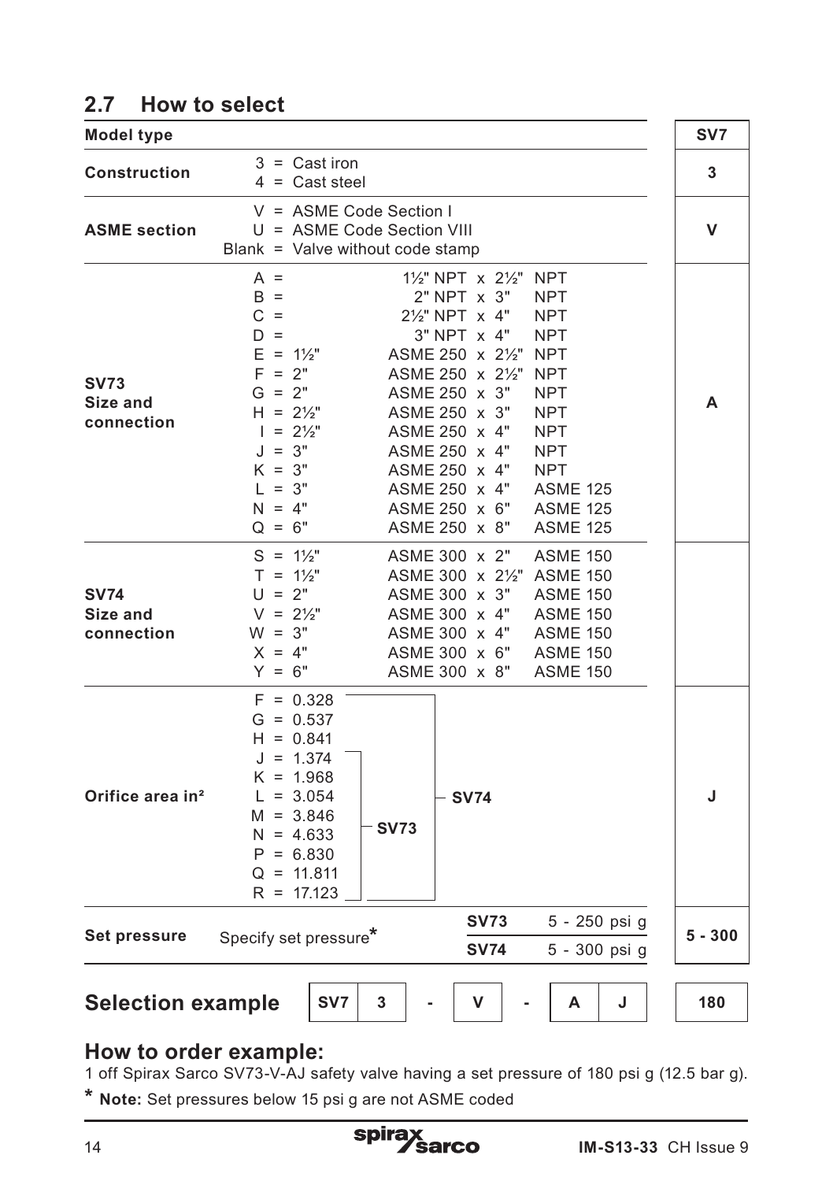## 2.7 How to select

| Model type | | SV7 |
|---|---|---|
| **Construction** | 3 = Cast iron<br>4 = Cast steel | **3** |
| **ASME section** | V = ASME Code Section I<br>U = ASME Code Section VIII<br>Blank = Valve without code stamp | **V** |
| **SV73 Size and connection** | A = 1½" NPT x 2½" NPT<br>B = 2" NPT x 3" NPT<br>C = 2½" NPT x 4" NPT<br>D = 3" NPT x 4" NPT<br>E = 1½" ASME 250 x 2½" NPT<br>F = 2" ASME 250 x 2½" NPT<br>G = 2" ASME 250 x 3" NPT<br>H = 2½" ASME 250 x 3" NPT<br>I = 2½" ASME 250 x 4" NPT<br>J = 3" ASME 250 x 4" NPT<br>K = 3" ASME 250 x 4" NPT<br>L = 3" ASME 250 x 4" ASME 125<br>N = 4" ASME 250 x 6" ASME 125<br>Q = 6" ASME 250 x 8" ASME 125 | **A** |
| **SV74 Size and connection** | S = 1½" ASME 300 x 2" ASME 150<br>T = 1½" ASME 300 x 2½" ASME 150<br>U = 2" ASME 300 x 3" ASME 150<br>V = 2½" ASME 300 x 4" ASME 150<br>W = 3" ASME 300 x 4" ASME 150<br>X = 4" ASME 300 x 6" ASME 150<br>Y = 6" ASME 300 x 8" ASME 150 | |
| **Orifice area in²** | F = 0.328 (SV74)<br>G = 0.537 (SV74)<br>H = 0.841 (SV74)<br>J = 1.374 (SV73, SV74)<br>K = 1.968 (SV73, SV74)<br>L = 3.054 (SV73, SV74)<br>M = 3.846 (SV73, SV74)<br>N = 4.633 (SV73, SV74)<br>P = 6.830 (SV73, SV74)<br>Q = 11.811 (SV73, SV74)<br>R = 17.123 (SV73, SV74) | **J** |
| **Set pressure** | Specify set pressure*<br>SV73 5 - 250 psi g<br>SV74 5 - 300 psi g | **5 - 300** |

## Selection example

| SV7 | 3 | - | V | - | A | J | | 180 |
|---|---|---|---|---|---|---|---|---|

## How to order example:

1 off Spirax Sarco SV73-V-AJ safety valve having a set pressure of 180 psi g (12.5 bar g).

* **Note:** Set pressures below 15 psi g are not ASME coded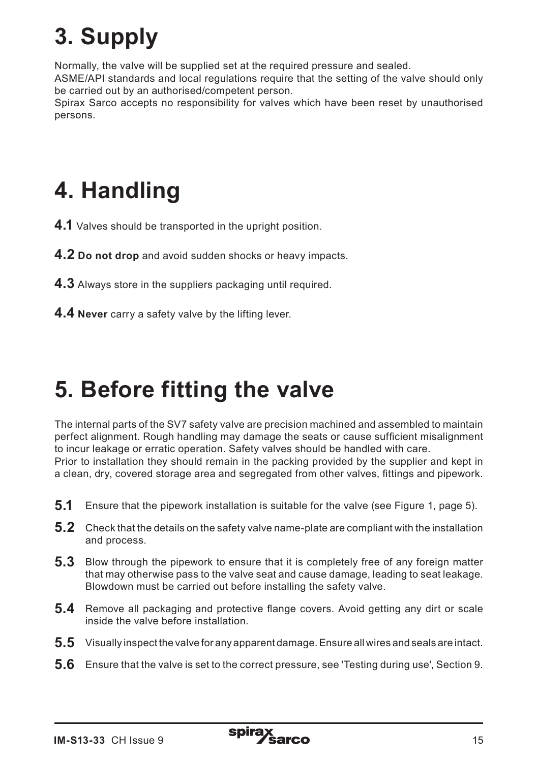# 3. Supply

Normally, the valve will be supplied set at the required pressure and sealed.
ASME/API standards and local regulations require that the setting of the valve should only be carried out by an authorised/competent person.
Spirax Sarco accepts no responsibility for valves which have been reset by unauthorised persons.

# 4. Handling

**4.1** Valves should be transported in the upright position.

**4.2** **Do not drop** and avoid sudden shocks or heavy impacts.

**4.3** Always store in the suppliers packaging until required.

**4.4** **Never** carry a safety valve by the lifting lever.

# 5. Before fitting the valve

The internal parts of the SV7 safety valve are precision machined and assembled to maintain perfect alignment. Rough handling may damage the seats or cause sufficient misalignment to incur leakage or erratic operation. Safety valves should be handled with care.
Prior to installation they should remain in the packing provided by the supplier and kept in a clean, dry, covered storage area and segregated from other valves, fittings and pipework.

**5.1** Ensure that the pipework installation is suitable for the valve (see Figure 1, page 5).

**5.2** Check that the details on the safety valve name-plate are compliant with the installation and process.

**5.3** Blow through the pipework to ensure that it is completely free of any foreign matter that may otherwise pass to the valve seat and cause damage, leading to seat leakage. Blowdown must be carried out before installing the safety valve.

**5.4** Remove all packaging and protective flange covers. Avoid getting any dirt or scale inside the valve before installation.

**5.5** Visually inspect the valve for any apparent damage. Ensure all wires and seals are intact.

**5.6** Ensure that the valve is set to the correct pressure, see 'Testing during use', Section 9.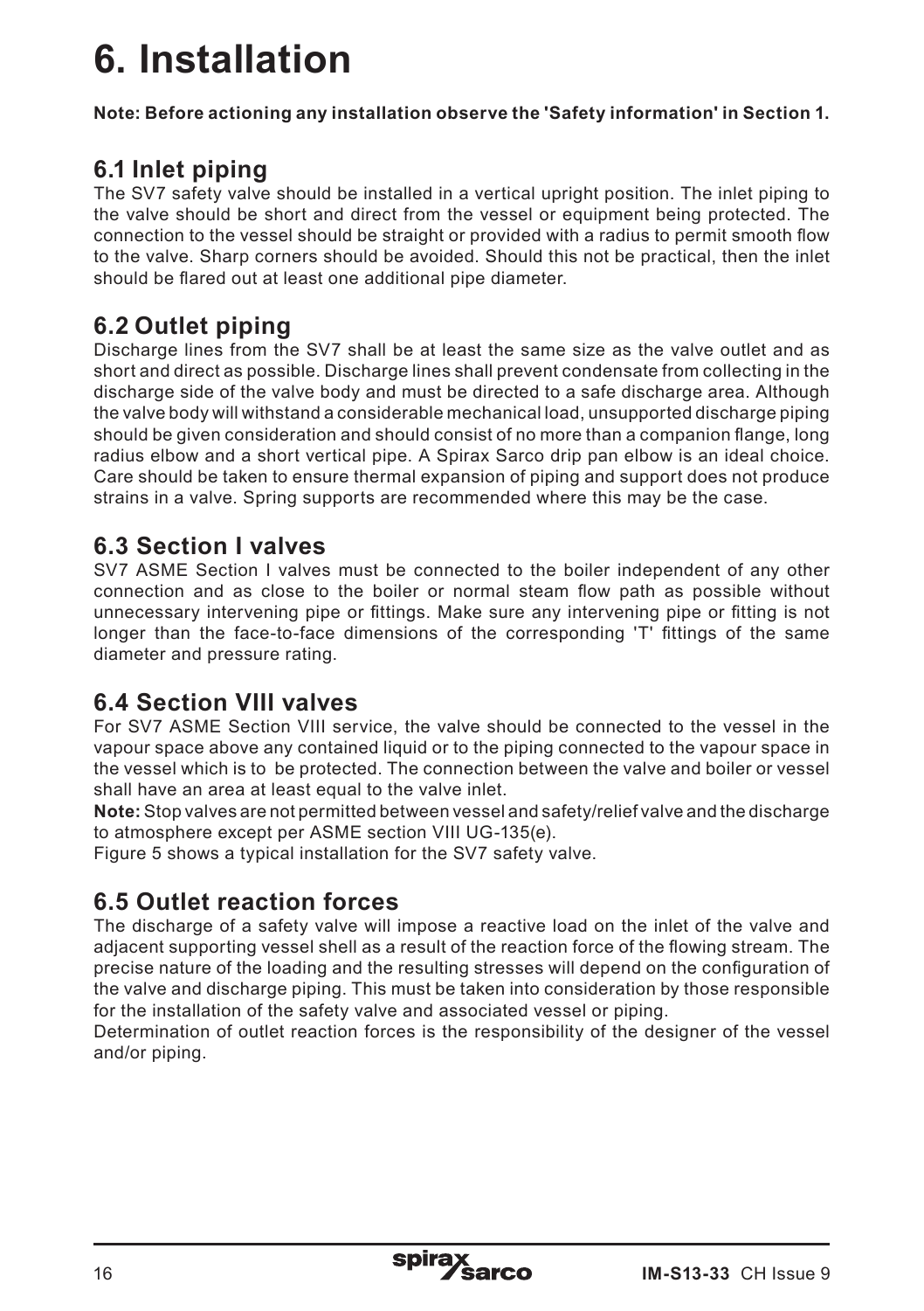# 6. Installation

**Note: Before actioning any installation observe the 'Safety information' in Section 1.**

## 6.1 Inlet piping

The SV7 safety valve should be installed in a vertical upright position. The inlet piping to the valve should be short and direct from the vessel or equipment being protected. The connection to the vessel should be straight or provided with a radius to permit smooth flow to the valve. Sharp corners should be avoided. Should this not be practical, then the inlet should be flared out at least one additional pipe diameter.

## 6.2 Outlet piping

Discharge lines from the SV7 shall be at least the same size as the valve outlet and as short and direct as possible. Discharge lines shall prevent condensate from collecting in the discharge side of the valve body and must be directed to a safe discharge area. Although the valve body will withstand a considerable mechanical load, unsupported discharge piping should be given consideration and should consist of no more than a companion flange, long radius elbow and a short vertical pipe. A Spirax Sarco drip pan elbow is an ideal choice. Care should be taken to ensure thermal expansion of piping and support does not produce strains in a valve. Spring supports are recommended where this may be the case.

## 6.3 Section I valves

SV7 ASME Section I valves must be connected to the boiler independent of any other connection and as close to the boiler or normal steam flow path as possible without unnecessary intervening pipe or fittings. Make sure any intervening pipe or fitting is not longer than the face-to-face dimensions of the corresponding 'T' fittings of the same diameter and pressure rating.

## 6.4 Section VIII valves

For SV7 ASME Section VIII service, the valve should be connected to the vessel in the vapour space above any contained liquid or to the piping connected to the vapour space in the vessel which is to be protected. The connection between the valve and boiler or vessel shall have an area at least equal to the valve inlet.

**Note:** Stop valves are not permitted between vessel and safety/relief valve and the discharge to atmosphere except per ASME section VIII UG-135(e).

Figure 5 shows a typical installation for the SV7 safety valve.

## 6.5 Outlet reaction forces

The discharge of a safety valve will impose a reactive load on the inlet of the valve and adjacent supporting vessel shell as a result of the reaction force of the flowing stream. The precise nature of the loading and the resulting stresses will depend on the configuration of the valve and discharge piping. This must be taken into consideration by those responsible for the installation of the safety valve and associated vessel or piping.

Determination of outlet reaction forces is the responsibility of the designer of the vessel and/or piping.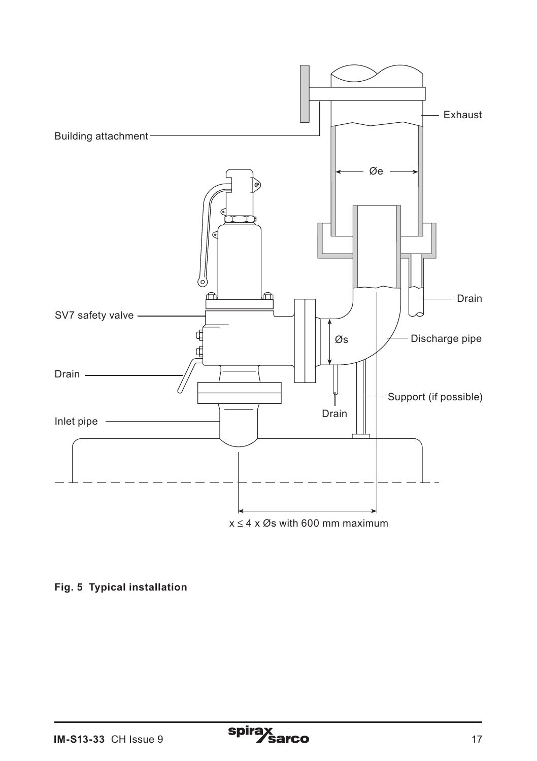Building attachment

Exhaust

Øe

SV7 safety valve

Drain

Discharge pipe

Øs

Drain

Drain

Support (if possible)

Inlet pipe

x ≤ 4 x Øs with 600 mm maximum

**Fig. 5 Typical installation**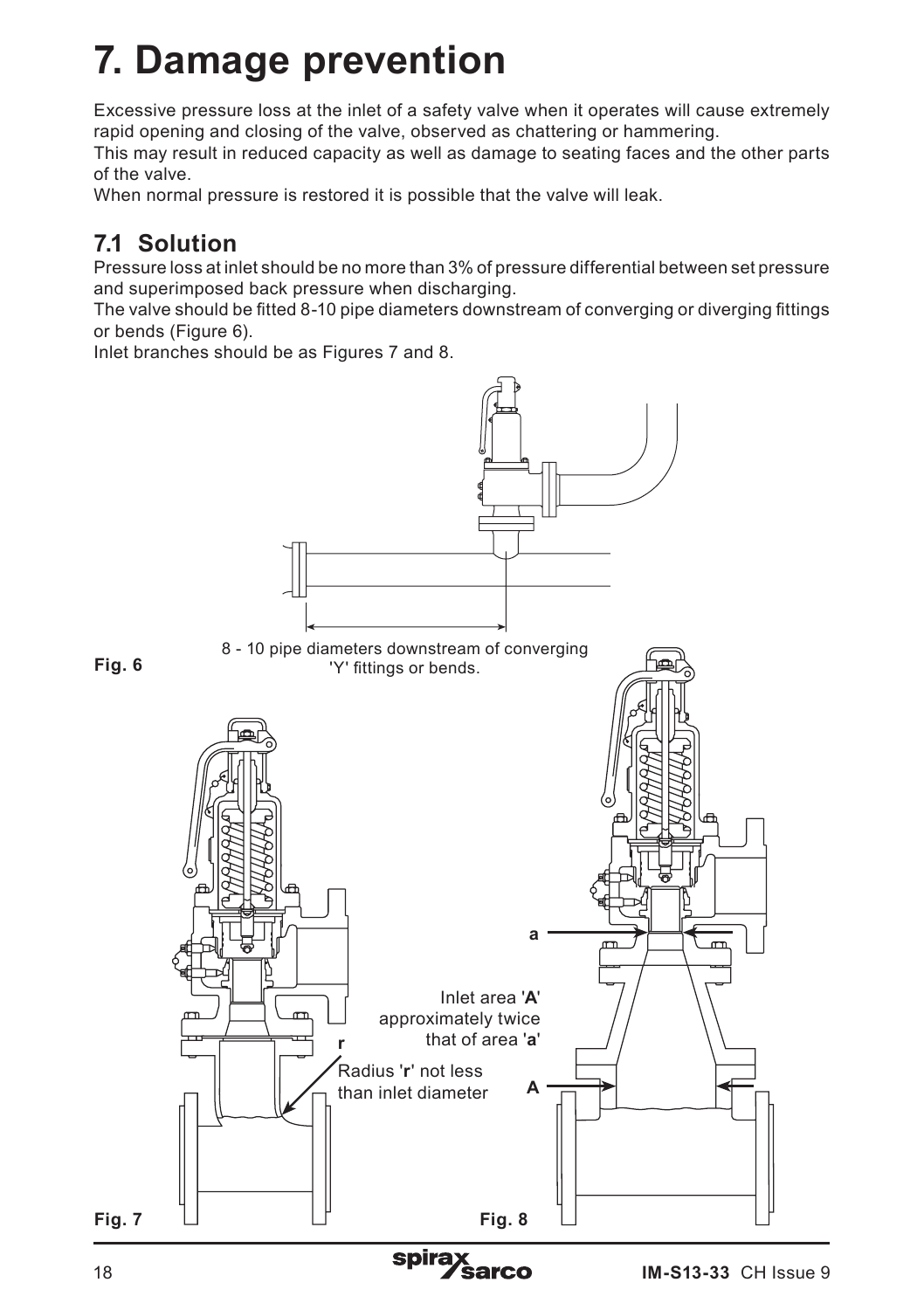# 7. Damage prevention

Excessive pressure loss at the inlet of a safety valve when it operates will cause extremely rapid opening and closing of the valve, observed as chattering or hammering.

This may result in reduced capacity as well as damage to seating faces and the other parts of the valve.

When normal pressure is restored it is possible that the valve will leak.

## 7.1 Solution

Pressure loss at inlet should be no more than 3% of pressure differential between set pressure and superimposed back pressure when discharging.

The valve should be fitted 8-10 pipe diameters downstream of converging or diverging fittings or bends (Figure 6).

Inlet branches should be as Figures 7 and 8.

8 - 10 pipe diameters downstream of converging 'Y' fittings or bends.

**Fig. 6**

r

Radius '**r**' not less than inlet diameter

**Fig. 7**

a

Inlet area '**A**' approximately twice that of area '**a**'

A

**Fig. 8**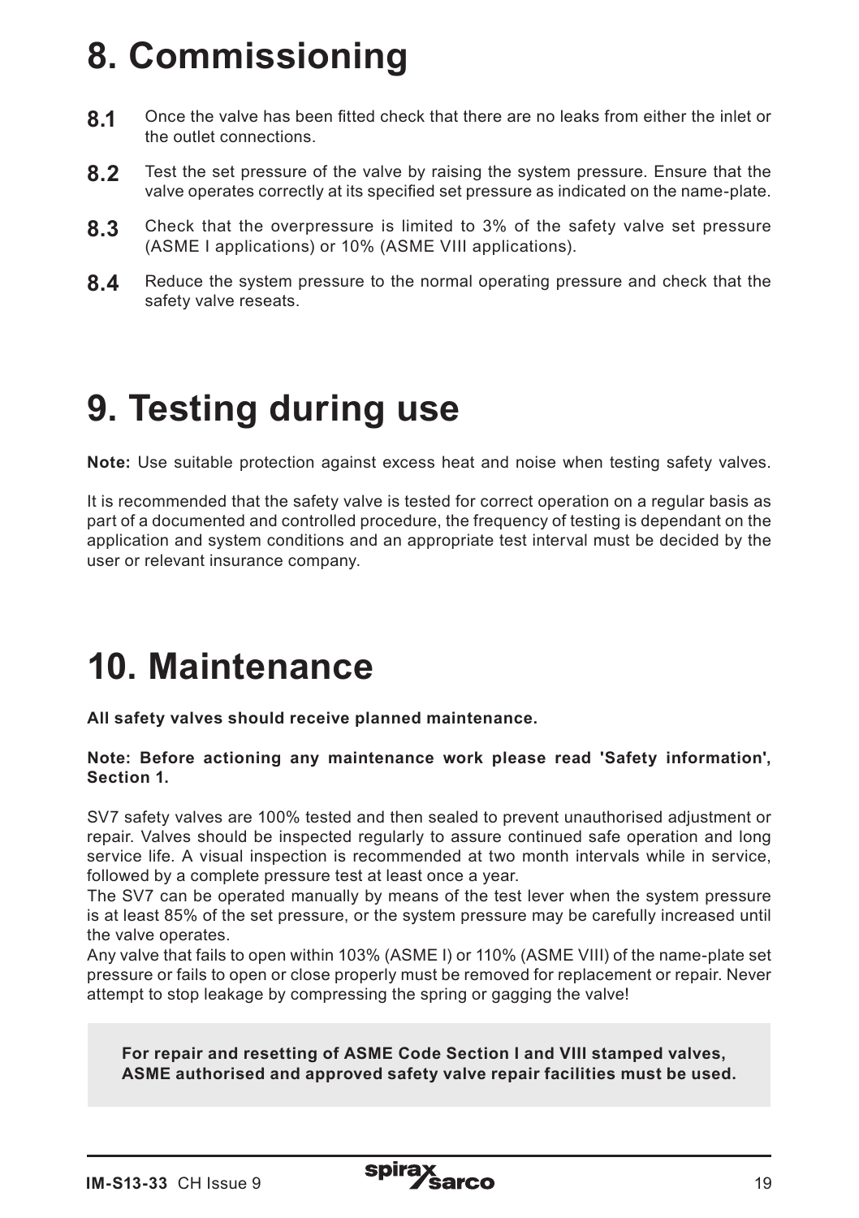# 8. Commissioning

**8.1** Once the valve has been fitted check that there are no leaks from either the inlet or the outlet connections.

**8.2** Test the set pressure of the valve by raising the system pressure. Ensure that the valve operates correctly at its specified set pressure as indicated on the name-plate.

**8.3** Check that the overpressure is limited to 3% of the safety valve set pressure (ASME I applications) or 10% (ASME VIII applications).

**8.4** Reduce the system pressure to the normal operating pressure and check that the safety valve reseats.

# 9. Testing during use

**Note:** Use suitable protection against excess heat and noise when testing safety valves.

It is recommended that the safety valve is tested for correct operation on a regular basis as part of a documented and controlled procedure, the frequency of testing is dependant on the application and system conditions and an appropriate test interval must be decided by the user or relevant insurance company.

# 10. Maintenance

**All safety valves should receive planned maintenance.**

**Note: Before actioning any maintenance work please read 'Safety information', Section 1.**

SV7 safety valves are 100% tested and then sealed to prevent unauthorised adjustment or repair. Valves should be inspected regularly to assure continued safe operation and long service life. A visual inspection is recommended at two month intervals while in service, followed by a complete pressure test at least once a year.
The SV7 can be operated manually by means of the test lever when the system pressure is at least 85% of the set pressure, or the system pressure may be carefully increased until the valve operates.
Any valve that fails to open within 103% (ASME I) or 110% (ASME VIII) of the name-plate set pressure or fails to open or close properly must be removed for replacement or repair. Never attempt to stop leakage by compressing the spring or gagging the valve!

**For repair and resetting of ASME Code Section I and VIII stamped valves, ASME authorised and approved safety valve repair facilities must be used.**